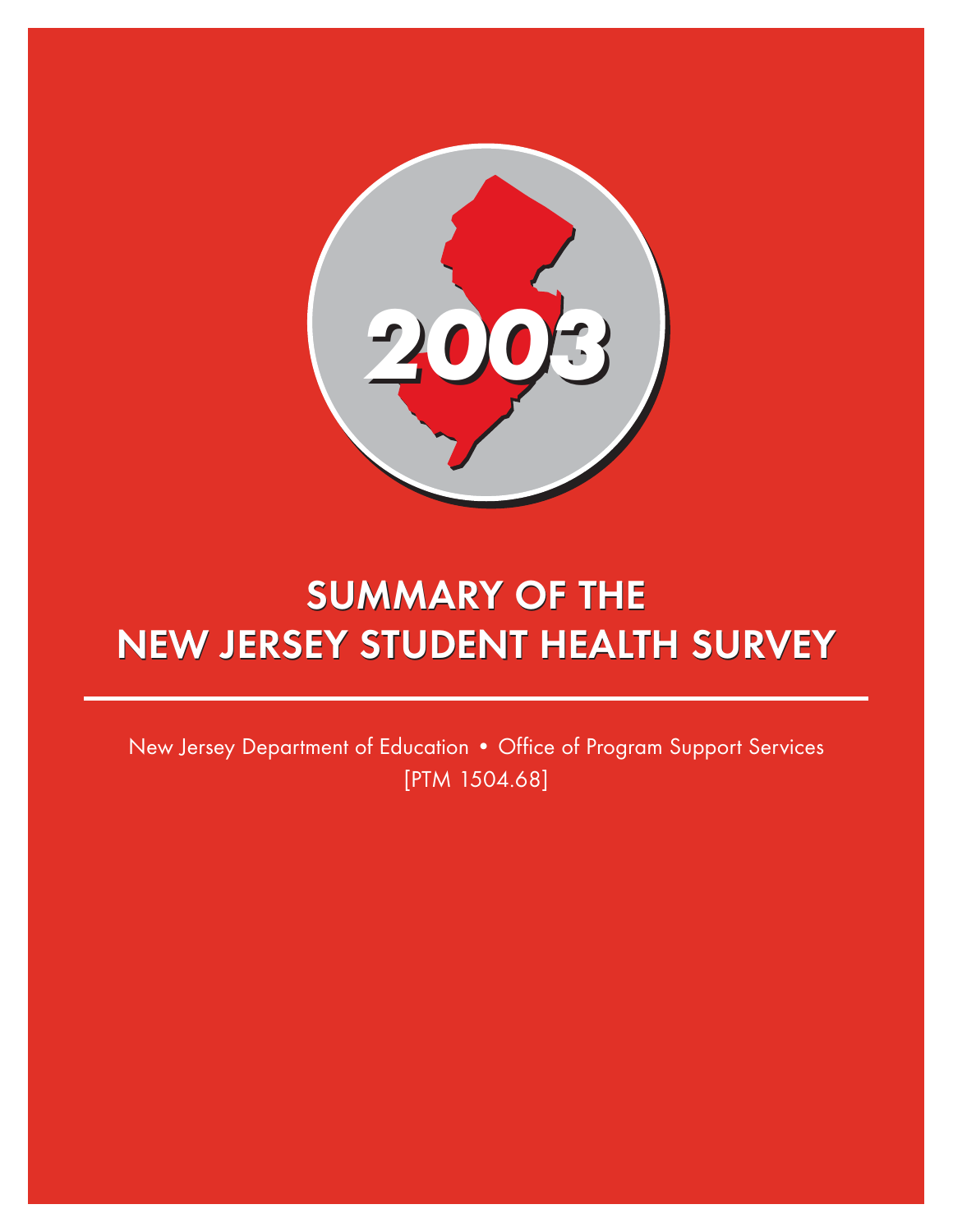2003

# SUMMARY OF THE NEW JERSEY STUDENT HEALTH SURVEY

New Jersey Department of Education • Office of Program Support Services
[PTM 1504.68]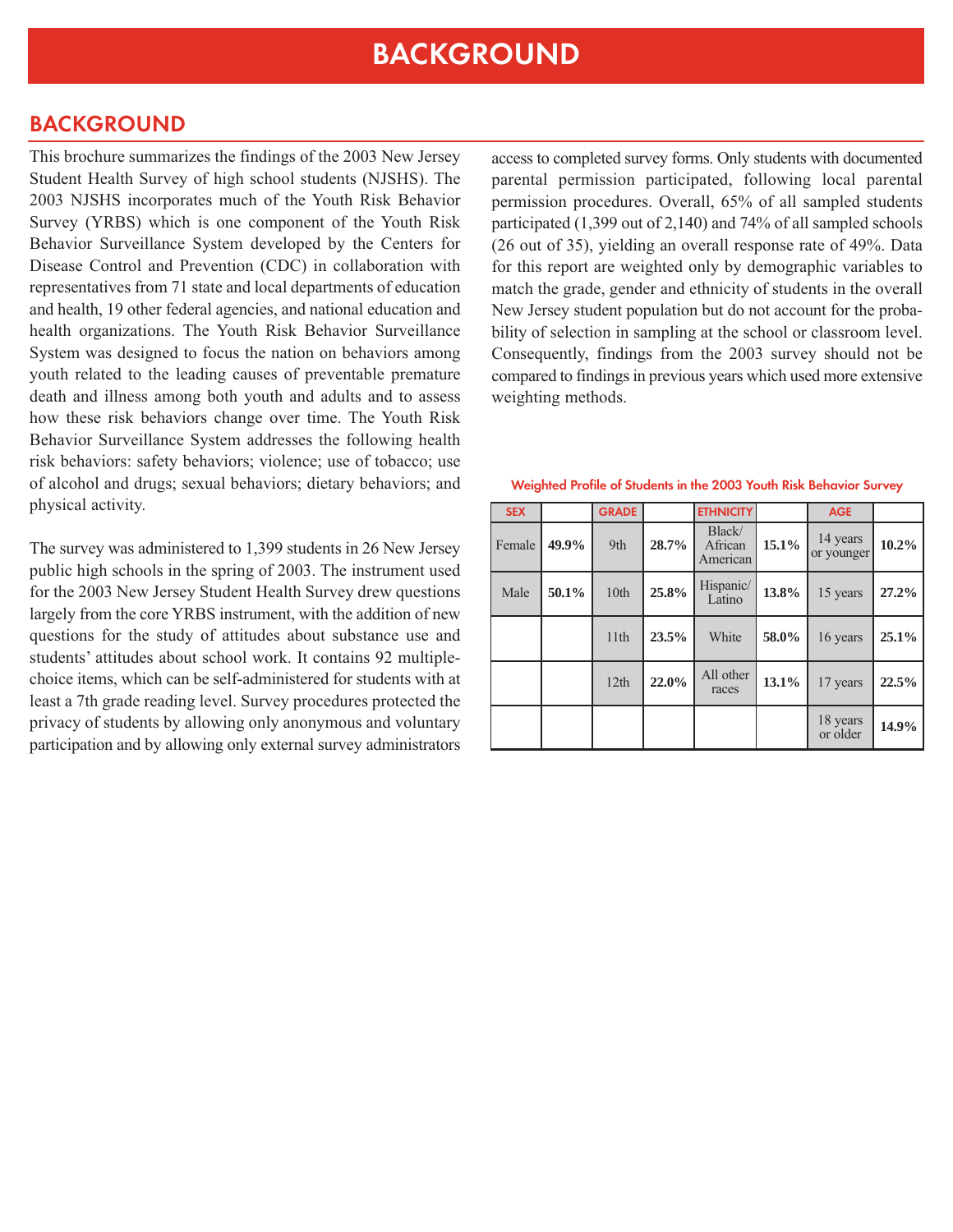# BACKGROUND

## BACKGROUND

This brochure summarizes the findings of the 2003 New Jersey Student Health Survey of high school students (NJSHS). The 2003 NJSHS incorporates much of the Youth Risk Behavior Survey (YRBS) which is one component of the Youth Risk Behavior Surveillance System developed by the Centers for Disease Control and Prevention (CDC) in collaboration with representatives from 71 state and local departments of education and health, 19 other federal agencies, and national education and health organizations. The Youth Risk Behavior Surveillance System was designed to focus the nation on behaviors among youth related to the leading causes of preventable premature death and illness among both youth and adults and to assess how these risk behaviors change over time. The Youth Risk Behavior Surveillance System addresses the following health risk behaviors: safety behaviors; violence; use of tobacco; use of alcohol and drugs; sexual behaviors; dietary behaviors; and physical activity.

The survey was administered to 1,399 students in 26 New Jersey public high schools in the spring of 2003. The instrument used for the 2003 New Jersey Student Health Survey drew questions largely from the core YRBS instrument, with the addition of new questions for the study of attitudes about substance use and students' attitudes about school work. It contains 92 multiple-choice items, which can be self-administered for students with at least a 7th grade reading level. Survey procedures protected the privacy of students by allowing only anonymous and voluntary participation and by allowing only external survey administrators access to completed survey forms. Only students with documented parental permission participated, following local parental permission procedures. Overall, 65% of all sampled students participated (1,399 out of 2,140) and 74% of all sampled schools (26 out of 35), yielding an overall response rate of 49%. Data for this report are weighted only by demographic variables to match the grade, gender and ethnicity of students in the overall New Jersey student population but do not account for the probability of selection in sampling at the school or classroom level. Consequently, findings from the 2003 survey should not be compared to findings in previous years which used more extensive weighting methods.

**Weighted Profile of Students in the 2003 Youth Risk Behavior Survey**

| SEX | | GRADE | | ETHNICITY | | AGE | |
|---|---|---|---|---|---|---|---|
| Female | **49.9%** | 9th | **28.7%** | Black/ African American | **15.1%** | 14 years or younger | **10.2%** |
| Male | **50.1%** | 10th | **25.8%** | Hispanic/ Latino | **13.8%** | 15 years | **27.2%** |
| | | 11th | **23.5%** | White | **58.0%** | 16 years | **25.1%** |
| | | 12th | **22.0%** | All other races | **13.1%** | 17 years | **22.5%** |
| | | | | | | 18 years or older | **14.9%** |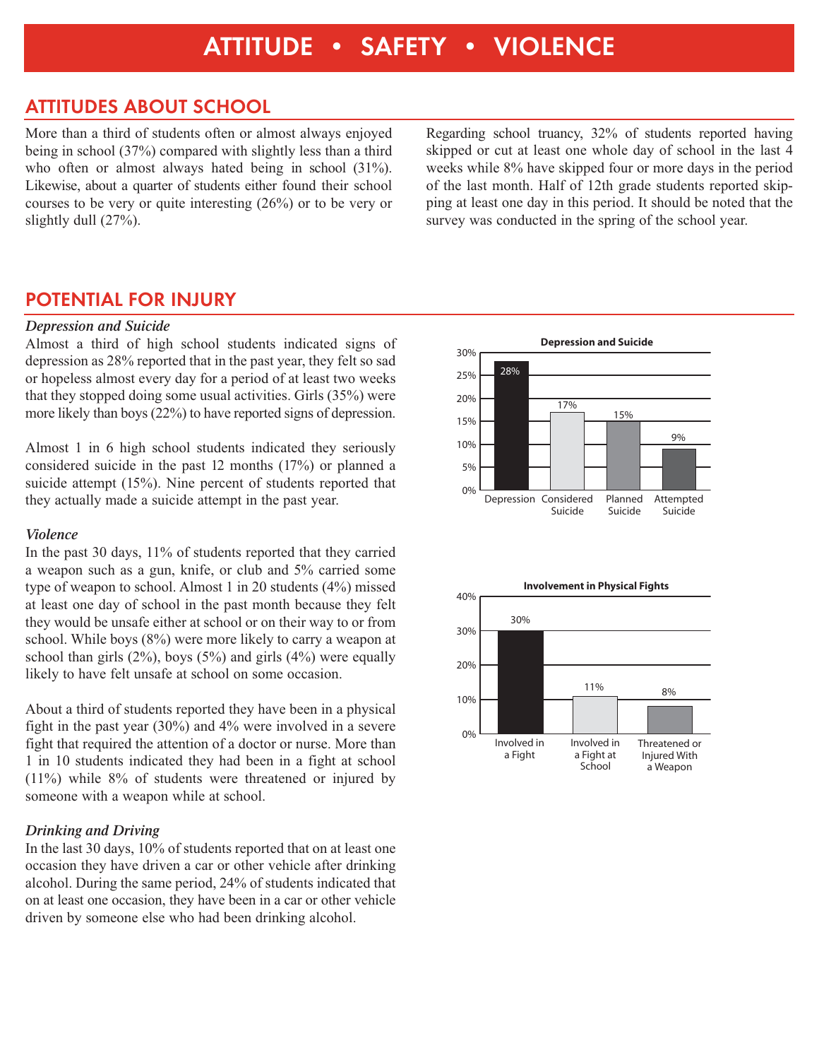# ATTITUDE • SAFETY • VIOLENCE

## ATTITUDES ABOUT SCHOOL

More than a third of students often or almost always enjoyed being in school (37%) compared with slightly less than a third who often or almost always hated being in school (31%). Likewise, about a quarter of students either found their school courses to be very or quite interesting (26%) or to be very or slightly dull (27%).

Regarding school truancy, 32% of students reported having skipped or cut at least one whole day of school in the last 4 weeks while 8% have skipped four or more days in the period of the last month. Half of 12th grade students reported skipping at least one day in this period. It should be noted that the survey was conducted in the spring of the school year.

## POTENTIAL FOR INJURY

### *Depression and Suicide*

Almost a third of high school students indicated signs of depression as 28% reported that in the past year, they felt so sad or hopeless almost every day for a period of at least two weeks that they stopped doing some usual activities. Girls (35%) were more likely than boys (22%) to have reported signs of depression.

Almost 1 in 6 high school students indicated they seriously considered suicide in the past 12 months (17%) or planned a suicide attempt (15%). Nine percent of students reported that they actually made a suicide attempt in the past year.

**Depression and Suicide**

30%
25%
20%
15%
10%
5%
0%

28%
17%
15%
9%

Depression
Considered Suicide
Planned Suicide
Attempted Suicide

### *Violence*

In the past 30 days, 11% of students reported that they carried a weapon such as a gun, knife, or club and 5% carried some type of weapon to school. Almost 1 in 20 students (4%) missed at least one day of school in the past month because they felt they would be unsafe either at school or on their way to or from school. While boys (8%) were more likely to carry a weapon at school than girls (2%), boys (5%) and girls (4%) were equally likely to have felt unsafe at school on some occasion.

About a third of students reported they have been in a physical fight in the past year (30%) and 4% were involved in a severe fight that required the attention of a doctor or nurse. More than 1 in 10 students indicated they had been in a fight at school (11%) while 8% of students were threatened or injured by someone with a weapon while at school.

**Involvement in Physical Fights**

40%
30%
20%
10%
0%

30%
11%
8%

Involved in a Fight
Involved in a Fight at School
Threatened or Injured With a Weapon

### *Drinking and Driving*

In the last 30 days, 10% of students reported that on at least one occasion they have driven a car or other vehicle after drinking alcohol. During the same period, 24% of students indicated that on at least one occasion, they have been in a car or other vehicle driven by someone else who had been drinking alcohol.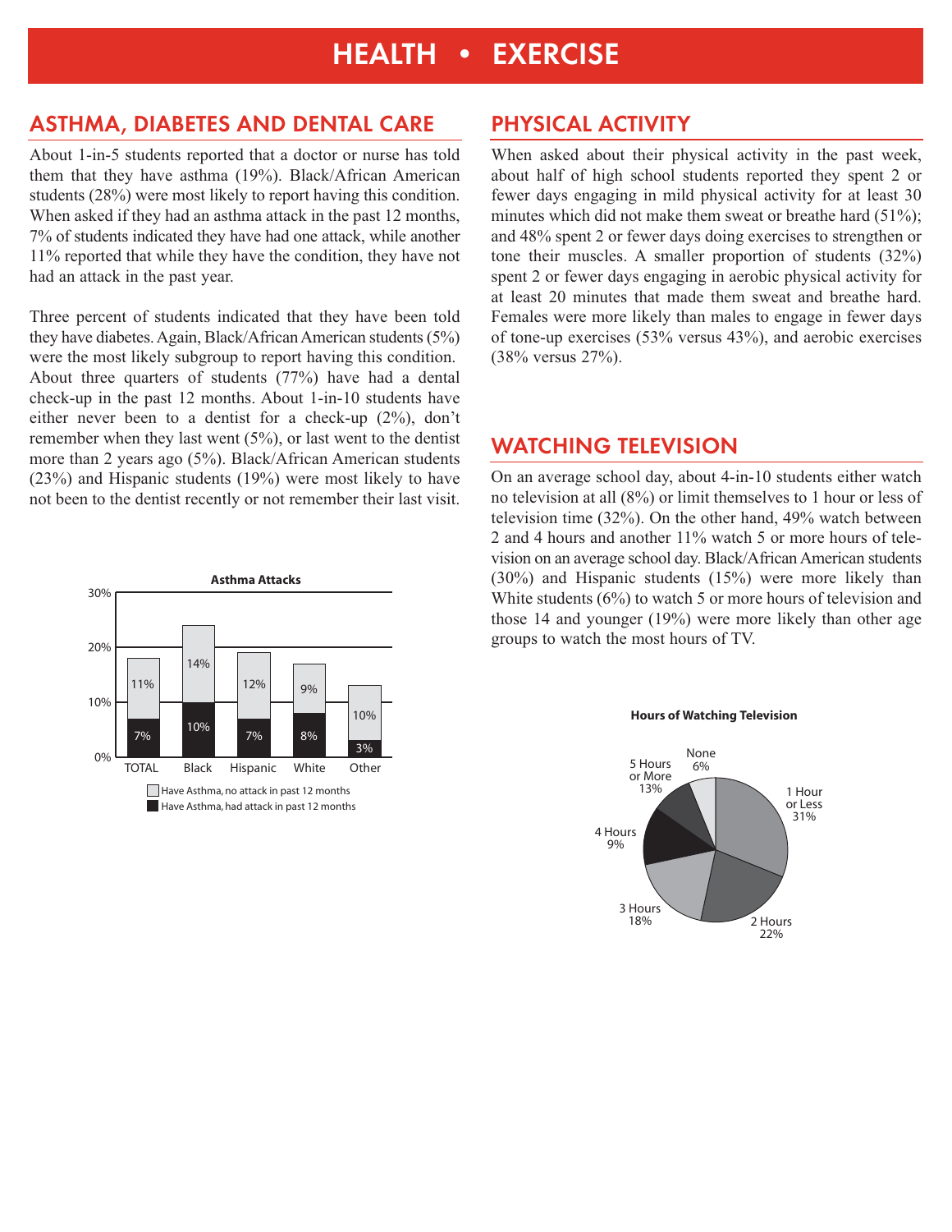# HEALTH • EXERCISE

## ASTHMA, DIABETES AND DENTAL CARE

About 1-in-5 students reported that a doctor or nurse has told them that they have asthma (19%). Black/African American students (28%) were most likely to report having this condition. When asked if they had an asthma attack in the past 12 months, 7% of students indicated they have had one attack, while another 11% reported that while they have the condition, they have not had an attack in the past year.

Three percent of students indicated that they have been told they have diabetes. Again, Black/African American students (5%) were the most likely subgroup to report having this condition. About three quarters of students (77%) have had a dental check-up in the past 12 months. About 1-in-10 students have either never been to a dentist for a check-up (2%), don't remember when they last went (5%), or last went to the dentist more than 2 years ago (5%). Black/African American students (23%) and Hispanic students (19%) were most likely to have not been to the dentist recently or not remember their last visit.

**Asthma Attacks**

30%
20%
10%
0%

TOTAL: 11%, 7%
Black: 14%, 10%
Hispanic: 12%, 7%
White: 9%, 8%
Other: 10%, 3%

Have Asthma, no attack in past 12 months
Have Asthma, had attack in past 12 months

## PHYSICAL ACTIVITY

When asked about their physical activity in the past week, about half of high school students reported they spent 2 or fewer days engaging in mild physical activity for at least 30 minutes which did not make them sweat or breathe hard (51%); and 48% spent 2 or fewer days doing exercises to strengthen or tone their muscles. A smaller proportion of students (32%) spent 2 or fewer days engaging in aerobic physical activity for at least 20 minutes that made them sweat and breathe hard. Females were more likely than males to engage in fewer days of tone-up exercises (53% versus 43%), and aerobic exercises (38% versus 27%).

## WATCHING TELEVISION

On an average school day, about 4-in-10 students either watch no television at all (8%) or limit themselves to 1 hour or less of television time (32%). On the other hand, 49% watch between 2 and 4 hours and another 11% watch 5 or more hours of television on an average school day. Black/African American students (30%) and Hispanic students (15%) were more likely than White students (6%) to watch 5 or more hours of television and those 14 and younger (19%) were more likely than other age groups to watch the most hours of TV.

**Hours of Watching Television**

None 6%
1 Hour or Less 31%
2 Hours 22%
3 Hours 18%
4 Hours 9%
5 Hours or More 13%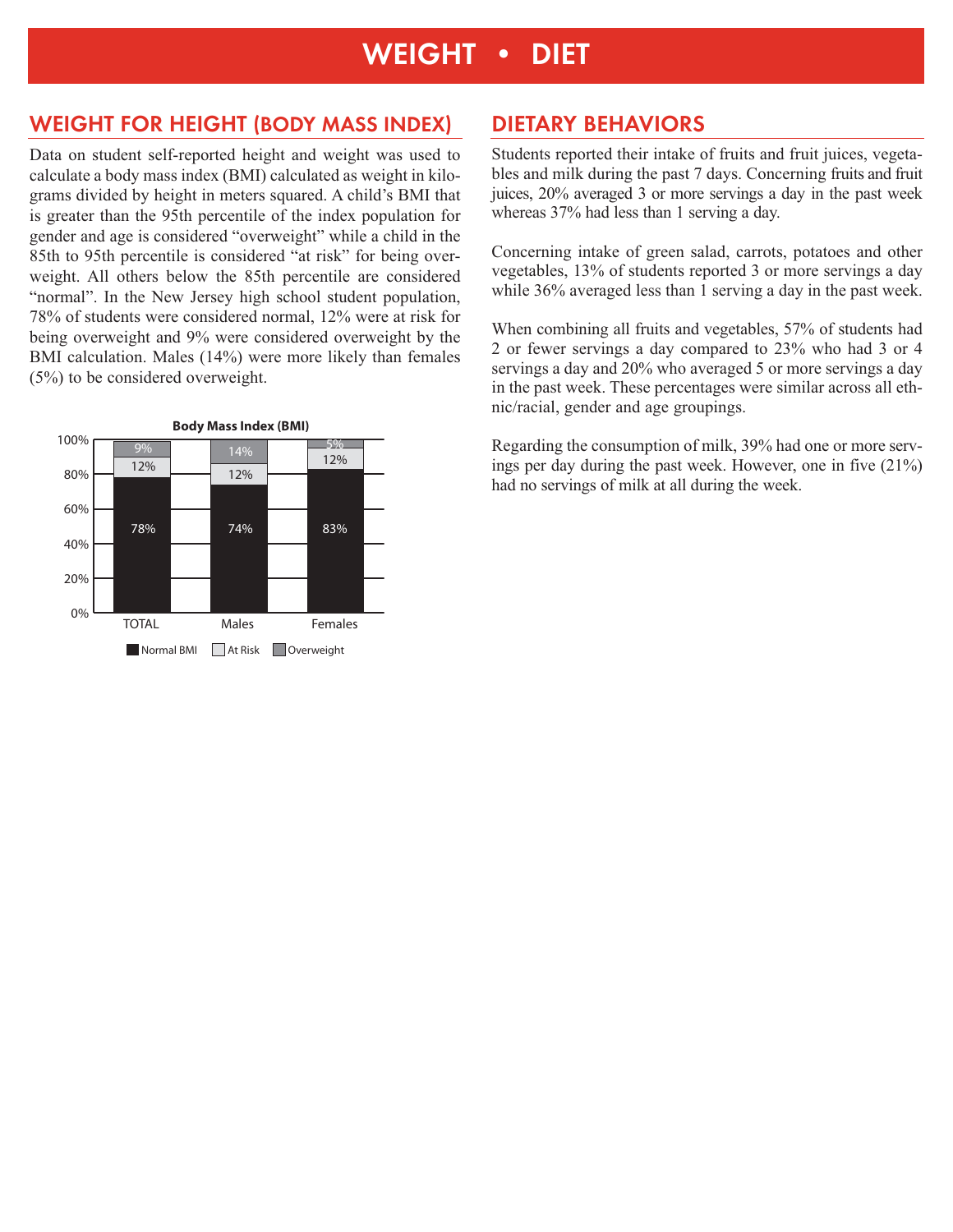# WEIGHT • DIET

## WEIGHT FOR HEIGHT (BODY MASS INDEX)

Data on student self-reported height and weight was used to calculate a body mass index (BMI) calculated as weight in kilograms divided by height in meters squared. A child's BMI that is greater than the 95th percentile of the index population for gender and age is considered "overweight" while a child in the 85th to 95th percentile is considered "at risk" for being overweight. All others below the 85th percentile are considered "normal". In the New Jersey high school student population, 78% of students were considered normal, 12% were at risk for being overweight and 9% were considered overweight by the BMI calculation. Males (14%) were more likely than females (5%) to be considered overweight.

Body Mass Index (BMI)

100%
80%
60%
40%
20%
0%

TOTAL: 78%, 12%, 9%
Males: 74%, 12%, 14%
Females: 83%, 12%, 5%

Normal BMI   At Risk   Overweight

## DIETARY BEHAVIORS

Students reported their intake of fruits and fruit juices, vegetables and milk during the past 7 days. Concerning fruits and fruit juices, 20% averaged 3 or more servings a day in the past week whereas 37% had less than 1 serving a day.

Concerning intake of green salad, carrots, potatoes and other vegetables, 13% of students reported 3 or more servings a day while 36% averaged less than 1 serving a day in the past week.

When combining all fruits and vegetables, 57% of students had 2 or fewer servings a day compared to 23% who had 3 or 4 servings a day and 20% who averaged 5 or more servings a day in the past week. These percentages were similar across all ethnic/racial, gender and age groupings.

Regarding the consumption of milk, 39% had one or more servings per day during the past week. However, one in five (21%) had no servings of milk at all during the week.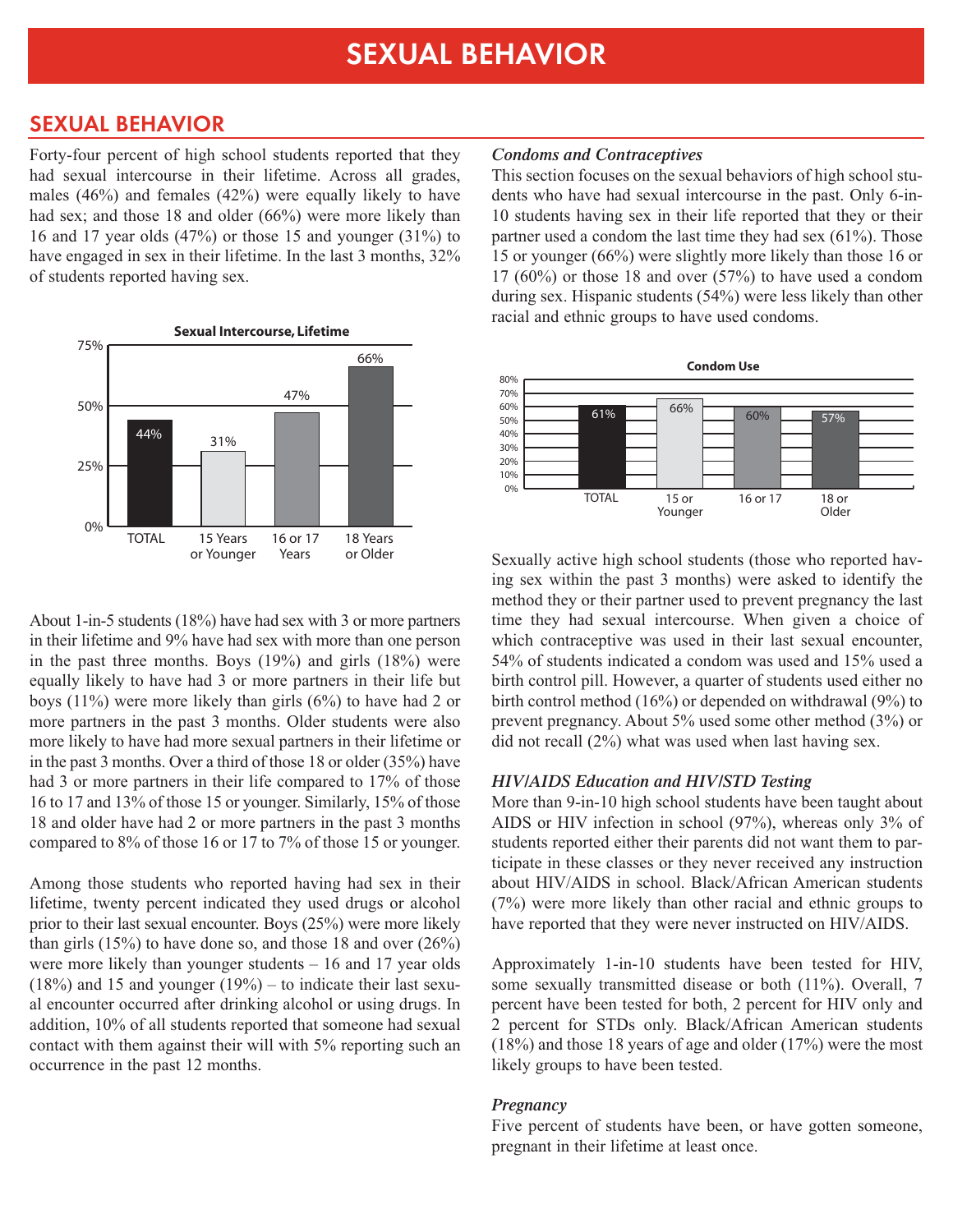# SEXUAL BEHAVIOR

## SEXUAL BEHAVIOR

Forty-four percent of high school students reported that they had sexual intercourse in their lifetime. Across all grades, males (46%) and females (42%) were equally likely to have had sex; and those 18 and older (66%) were more likely than 16 and 17 year olds (47%) or those 15 and younger (31%) to have engaged in sex in their lifetime. In the last 3 months, 32% of students reported having sex.

Sexual Intercourse, Lifetime

75%
50%
25%
0%

44%
31%
47%
66%

TOTAL
15 Years or Younger
16 or 17 Years
18 Years or Older

About 1-in-5 students (18%) have had sex with 3 or more partners in their lifetime and 9% have had sex with more than one person in the past three months. Boys (19%) and girls (18%) were equally likely to have had 3 or more partners in their life but boys (11%) were more likely than girls (6%) to have had 2 or more partners in the past 3 months. Older students were also more likely to have had more sexual partners in their lifetime or in the past 3 months. Over a third of those 18 or older (35%) have had 3 or more partners in their life compared to 17% of those 16 to 17 and 13% of those 15 or younger. Similarly, 15% of those 18 and older have had 2 or more partners in the past 3 months compared to 8% of those 16 or 17 to 7% of those 15 or younger.

Among those students who reported having had sex in their lifetime, twenty percent indicated they used drugs or alcohol prior to their last sexual encounter. Boys (25%) were more likely than girls (15%) to have done so, and those 18 and over (26%) were more likely than younger students – 16 and 17 year olds (18%) and 15 and younger (19%) – to indicate their last sexual encounter occurred after drinking alcohol or using drugs. In addition, 10% of all students reported that someone had sexual contact with them against their will with 5% reporting such an occurrence in the past 12 months.

### *Condoms and Contraceptives*

This section focuses on the sexual behaviors of high school students who have had sexual intercourse in the past. Only 6-in-10 students having sex in their life reported that they or their partner used a condom the last time they had sex (61%). Those 15 or younger (66%) were slightly more likely than those 16 or 17 (60%) or those 18 and over (57%) to have used a condom during sex. Hispanic students (54%) were less likely than other racial and ethnic groups to have used condoms.

Condom Use

80%
70%
60%
50%
40%
30%
20%
10%
0%

61%
66%
60%
57%

TOTAL
15 or Younger
16 or 17
18 or Older

Sexually active high school students (those who reported having sex within the past 3 months) were asked to identify the method they or their partner used to prevent pregnancy the last time they had sexual intercourse. When given a choice of which contraceptive was used in their last sexual encounter, 54% of students indicated a condom was used and 15% used a birth control pill. However, a quarter of students used either no birth control method (16%) or depended on withdrawal (9%) to prevent pregnancy. About 5% used some other method (3%) or did not recall (2%) what was used when last having sex.

### *HIV/AIDS Education and HIV/STD Testing*

More than 9-in-10 high school students have been taught about AIDS or HIV infection in school (97%), whereas only 3% of students reported either their parents did not want them to participate in these classes or they never received any instruction about HIV/AIDS in school. Black/African American students (7%) were more likely than other racial and ethnic groups to have reported that they were never instructed on HIV/AIDS.

Approximately 1-in-10 students have been tested for HIV, some sexually transmitted disease or both (11%). Overall, 7 percent have been tested for both, 2 percent for HIV only and 2 percent for STDs only. Black/African American students (18%) and those 18 years of age and older (17%) were the most likely groups to have been tested.

### *Pregnancy*

Five percent of students have been, or have gotten someone, pregnant in their lifetime at least once.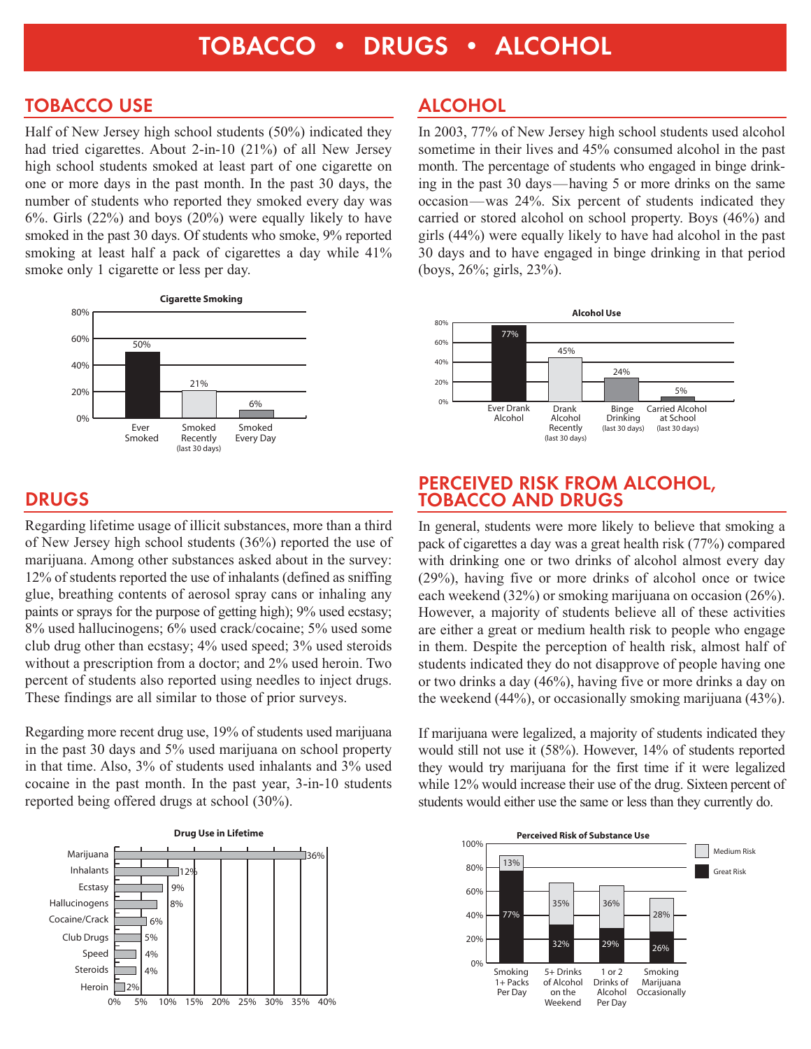# TOBACCO • DRUGS • ALCOHOL

## TOBACCO USE

Half of New Jersey high school students (50%) indicated they had tried cigarettes. About 2-in-10 (21%) of all New Jersey high school students smoked at least part of one cigarette on one or more days in the past month. In the past 30 days, the number of students who reported they smoked every day was 6%. Girls (22%) and boys (20%) were equally likely to have smoked in the past 30 days. Of students who smoke, 9% reported smoking at least half a pack of cigarettes a day while 41% smoke only 1 cigarette or less per day.

Cigarette Smoking

80%
60%
40%
20%
0%

50%
21%
6%

Ever Smoked
Smoked Recently (last 30 days)
Smoked Every Day

## ALCOHOL

In 2003, 77% of New Jersey high school students used alcohol sometime in their lives and 45% consumed alcohol in the past month. The percentage of students who engaged in binge drinking in the past 30 days—having 5 or more drinks on the same occasion—was 24%. Six percent of students indicated they carried or stored alcohol on school property. Boys (46%) and girls (44%) were equally likely to have had alcohol in the past 30 days and to have engaged in binge drinking in that period (boys, 26%; girls, 23%).

Alcohol Use

80%
60%
40%
20%
0%

77%
45%
24%
5%

Ever Drank Alcohol
Drank Alcohol Recently (last 30 days)
Binge Drinking (last 30 days)
Carried Alcohol at School (last 30 days)

## DRUGS

Regarding lifetime usage of illicit substances, more than a third of New Jersey high school students (36%) reported the use of marijuana. Among other substances asked about in the survey: 12% of students reported the use of inhalants (defined as sniffing glue, breathing contents of aerosol spray cans or inhaling any paints or sprays for the purpose of getting high); 9% used ecstasy; 8% used hallucinogens; 6% used crack/cocaine; 5% used some club drug other than ecstasy; 4% used speed; 3% used steroids without a prescription from a doctor; and 2% used heroin. Two percent of students also reported using needles to inject drugs. These findings are all similar to those of prior surveys.

Regarding more recent drug use, 19% of students used marijuana in the past 30 days and 5% used marijuana on school property in that time. Also, 3% of students used inhalants and 3% used cocaine in the past month. In the past year, 3-in-10 students reported being offered drugs at school (30%).

Drug Use in Lifetime

Marijuana 36%
Inhalants 12%
Ecstasy 9%
Hallucinogens 8%
Cocaine/Crack 6%
Club Drugs 5%
Speed 4%
Steroids 4%
Heroin 2%

0% 5% 10% 15% 20% 25% 30% 35% 40%

## PERCEIVED RISK FROM ALCOHOL, TOBACCO AND DRUGS

In general, students were more likely to believe that smoking a pack of cigarettes a day was a great health risk (77%) compared with drinking one or two drinks of alcohol almost every day (29%), having five or more drinks of alcohol once or twice each weekend (32%) or smoking marijuana on occasion (26%). However, a majority of students believe all of these activities are either a great or medium health risk to people who engage in them. Despite the perception of health risk, almost half of students indicated they do not disapprove of people having one or two drinks a day (46%), having five or more drinks a day on the weekend (44%), or occasionally smoking marijuana (43%).

If marijuana were legalized, a majority of students indicated they would still not use it (58%). However, 14% of students reported they would try marijuana for the first time if it were legalized while 12% would increase their use of the drug. Sixteen percent of students would either use the same or less than they currently do.

Perceived Risk of Substance Use

100%
80%
60%
40%
20%
0%

Medium Risk
Great Risk

13%
77%
35%
32%
36%
29%
28%
26%

Smoking 1+ Packs Per Day
5+ Drinks of Alcohol on the Weekend
1 or 2 Drinks of Alcohol Per Day
Smoking Marijuana Occasionally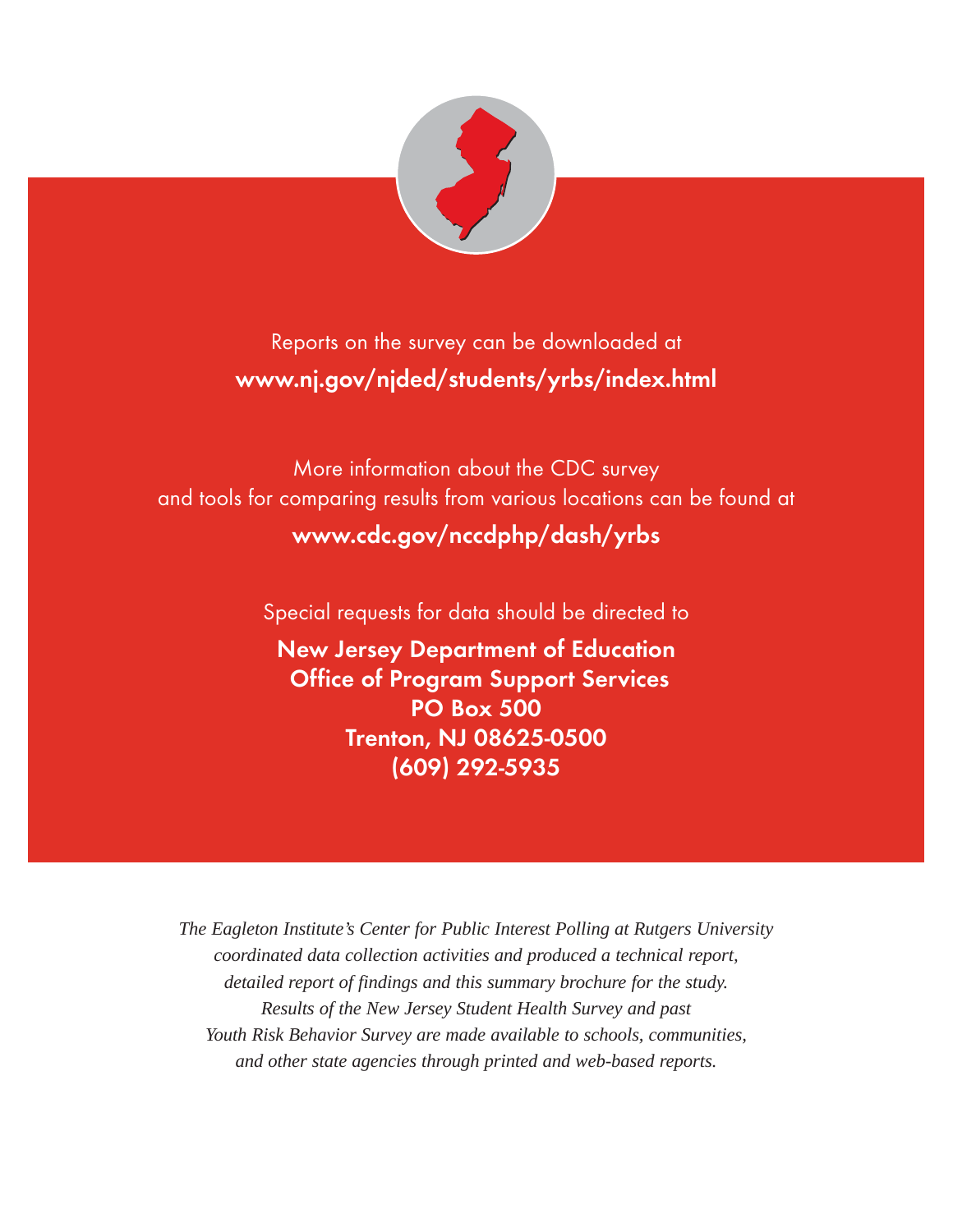Reports on the survey can be downloaded at

**www.nj.gov/njded/students/yrbs/index.html**

More information about the CDC survey
and tools for comparing results from various locations can be found at

**www.cdc.gov/nccdphp/dash/yrbs**

Special requests for data should be directed to

**New Jersey Department of Education**
**Office of Program Support Services**
**PO Box 500**
**Trenton, NJ 08625-0500**
**(609) 292-5935**

*The Eagleton Institute's Center for Public Interest Polling at Rutgers University coordinated data collection activities and produced a technical report, detailed report of findings and this summary brochure for the study. Results of the New Jersey Student Health Survey and past Youth Risk Behavior Survey are made available to schools, communities, and other state agencies through printed and web-based reports.*